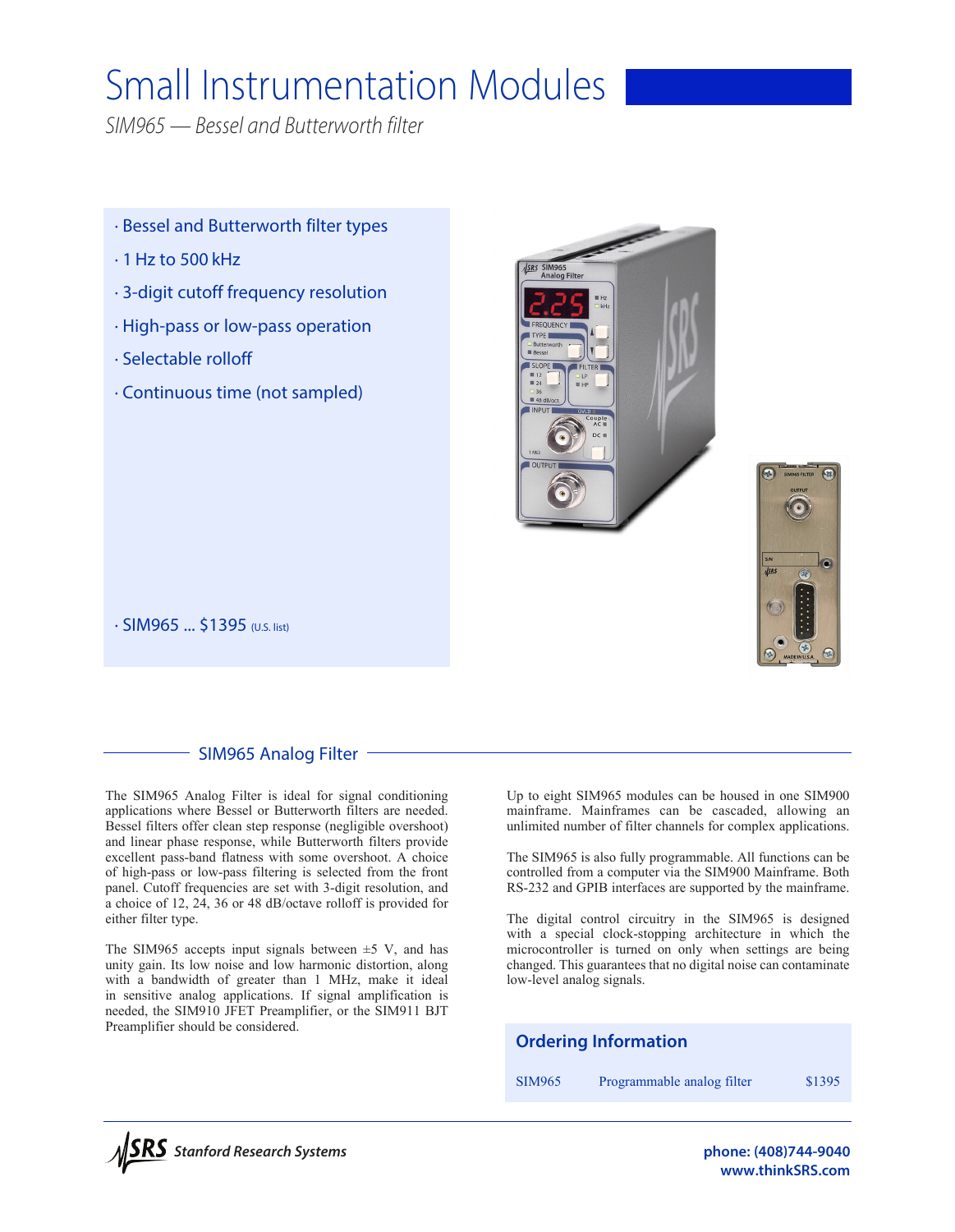# Small Instrumentation Modules

*SIM965 — Bessel and Butterworth filter*

- Bessel and Butterworth filter types
- 1 Hz to 500 kHz
- 3-digit cutoff frequency resolution
- High-pass or low-pass operation
- Selectable rolloff
- Continuous time (not sampled)

- SIM965 ... $1395 (U.S. list)

## SIM965 Analog Filter

The SIM965 Analog Filter is ideal for signal conditioning applications where Bessel or Butterworth filters are needed. Bessel filters offer clean step response (negligible overshoot) and linear phase response, while Butterworth filters provide excellent pass-band flatness with some overshoot. A choice of high-pass or low-pass filtering is selected from the front panel. Cutoff frequencies are set with 3-digit resolution, and a choice of 12, 24, 36 or 48 dB/octave rolloff is provided for either filter type.

The SIM965 accepts input signals between ±5 V, and has unity gain. Its low noise and low harmonic distortion, along with a bandwidth of greater than 1 MHz, make it ideal in sensitive analog applications. If signal amplification is needed, the SIM910 JFET Preamplifier, or the SIM911 BJT Preamplifier should be considered.

Up to eight SIM965 modules can be housed in one SIM900 mainframe. Mainframes can be cascaded, allowing an unlimited number of filter channels for complex applications.

The SIM965 is also fully programmable. All functions can be controlled from a computer via the SIM900 Mainframe. Both RS-232 and GPIB interfaces are supported by the mainframe.

The digital control circuitry in the SIM965 is designed with a special clock-stopping architecture in which the microcontroller is turned on only when settings are being changed. This guarantees that no digital noise can contaminate low-level analog signals.

### Ordering Information

| | | |
|---|---|---|
| SIM965 | Programmable analog filter | $1395 |

**Stanford Research Systems**

phone: (408)744-9040
www.thinkSRS.com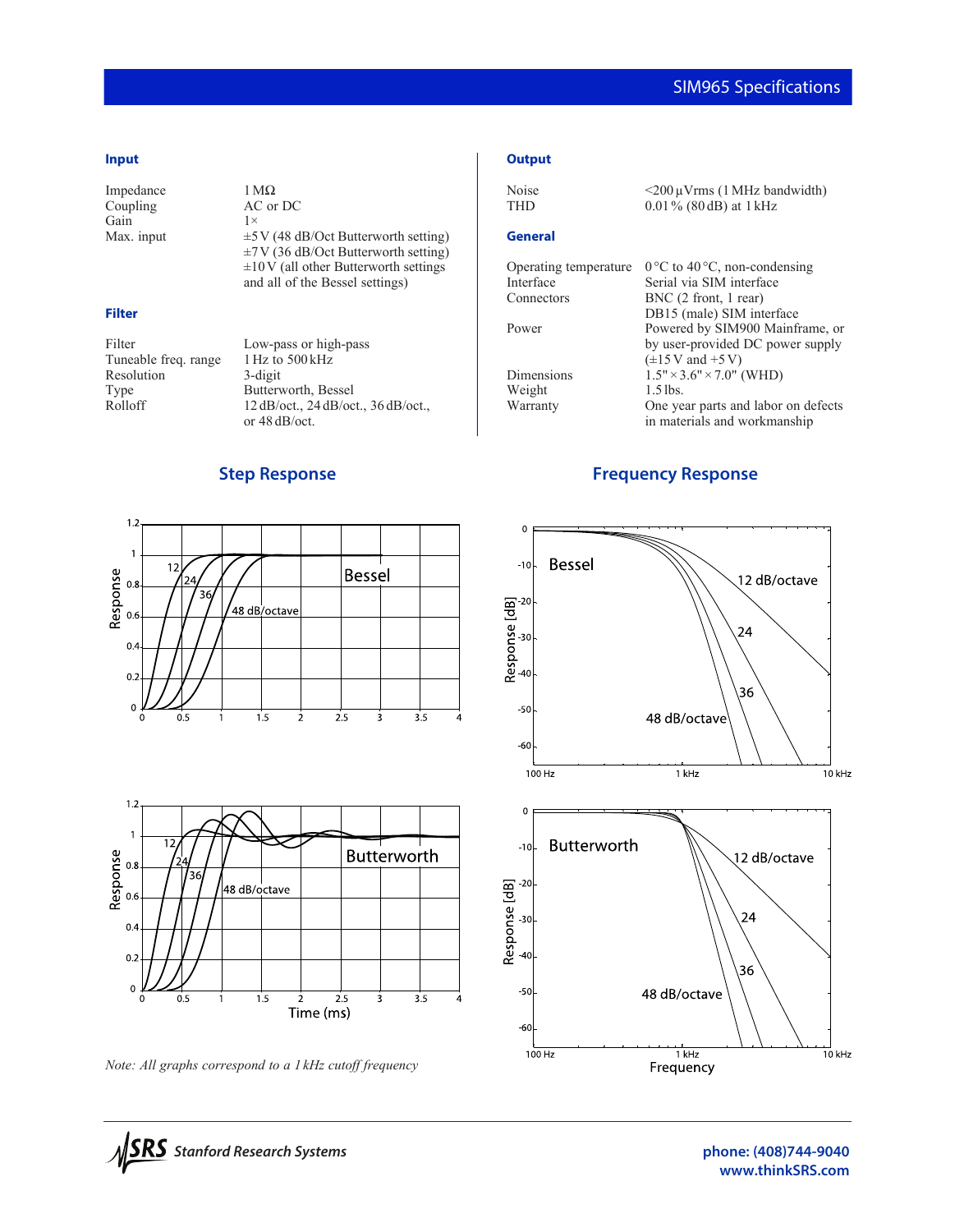## SIM965 Specifications

### Input

| | |
|---|---|
| Impedance | 1 MΩ |
| Coupling | AC or DC |
| Gain | 1× |
| Max. input | ±5 V (48 dB/Oct Butterworth setting) ±7 V (36 dB/Oct Butterworth setting) ±10 V (all other Butterworth settings and all of the Bessel settings) |

### Filter

| | |
|---|---|
| Filter | Low-pass or high-pass |
| Tuneable freq. range | 1 Hz to 500 kHz |
| Resolution | 3-digit |
| Type | Butterworth, Bessel |
| Rolloff | 12 dB/oct., 24 dB/oct., 36 dB/oct., or 48 dB/oct. |

### Output

| | |
|---|---|
| Noise | <200 μVrms (1 MHz bandwidth) |
| THD | 0.01 % (80 dB) at 1 kHz |

### General

| | |
|---|---|
| Operating temperature | 0 °C to 40 °C, non-condensing |
| Interface | Serial via SIM interface |
| Connectors | BNC (2 front, 1 rear) DB15 (male) SIM interface |
| Power | Powered by SIM900 Mainframe, or by user-provided DC power supply (±15 V and +5 V) |
| Dimensions | 1.5" × 3.6" × 7.0" (WHD) |
| Weight | 1.5 lbs. |
| Warranty | One year parts and labor on defects in materials and workmanship |

### Step Response

Bessel
12
24
36
48 dB/octave
Response
0 0.2 0.4 0.6 0.8 1 1.2
0 0.5 1 1.5 2 2.5 3 3.5 4

Butterworth
12
24
36
48 dB/octave
Response
0 0.2 0.4 0.6 0.8 1 1.2
0 0.5 1 1.5 2 2.5 3 3.5 4
Time (ms)

### Frequency Response

Bessel
12 dB/octave
24
36
48 dB/octave
Response [dB]
0 -10 -20 -30 -40 -50 -60
100 Hz 1 kHz 10 kHz

Butterworth
12 dB/octave
24
36
48 dB/octave
Response [dB]
0 -10 -20 -30 -40 -50 -60
100 Hz 1 kHz 10 kHz
Frequency

*Note: All graphs correspond to a 1 kHz cutoff frequency*

Stanford Research Systems

**phone: (408)744-9040**
**www.thinkSRS.com**